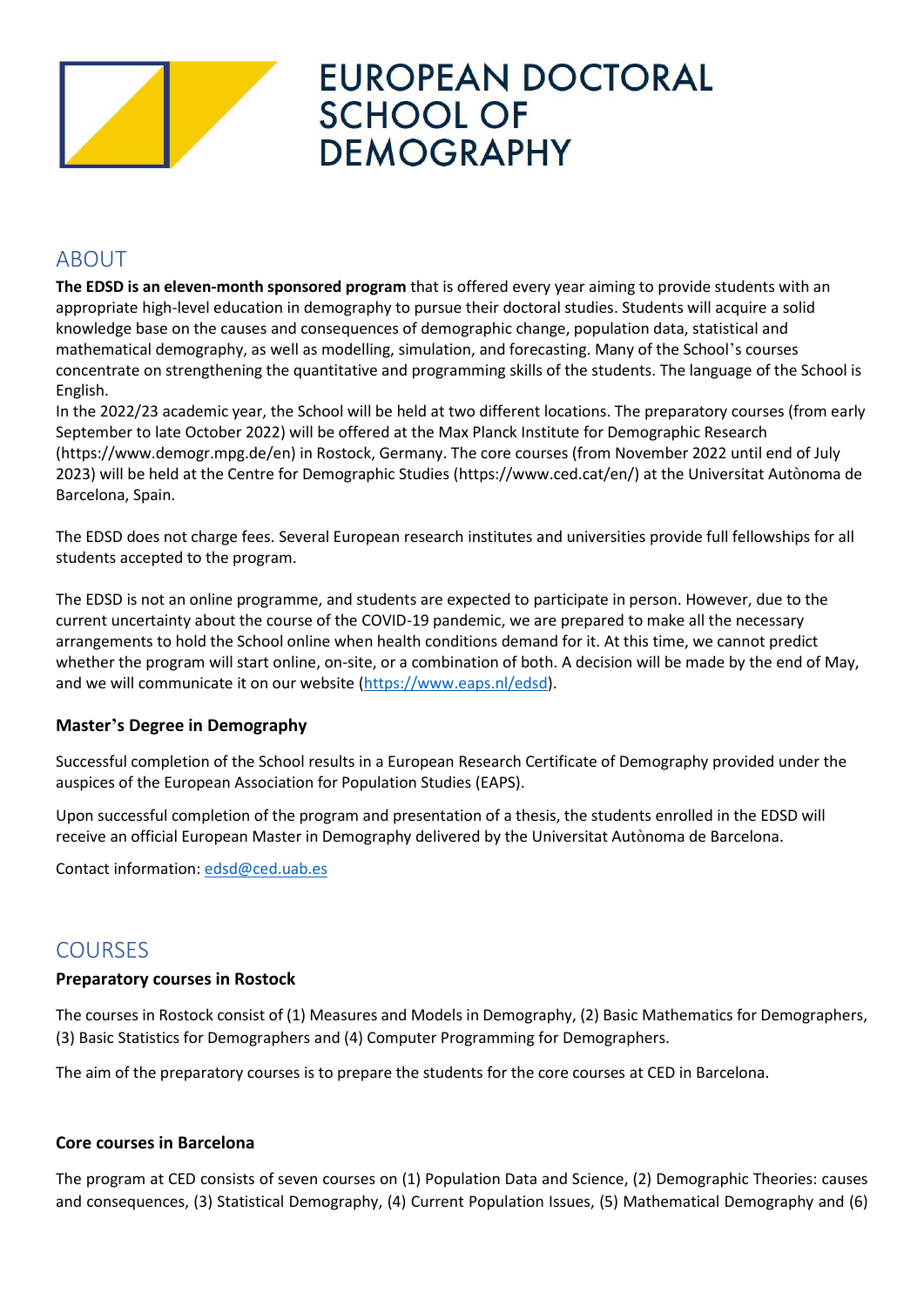# EUROPEAN DOCTORAL SCHOOL OF DEMOGRAPHY

## ABOUT

**The EDSD is an eleven-month sponsored program** that is offered every year aiming to provide students with an appropriate high-level education in demography to pursue their doctoral studies. Students will acquire a solid knowledge base on the causes and consequences of demographic change, population data, statistical and mathematical demography, as well as modelling, simulation, and forecasting. Many of the School's courses concentrate on strengthening the quantitative and programming skills of the students. The language of the School is English.

In the 2022/23 academic year, the School will be held at two different locations. The preparatory courses (from early September to late October 2022) will be offered at the Max Planck Institute for Demographic Research (https://www.demogr.mpg.de/en) in Rostock, Germany. The core courses (from November 2022 until end of July 2023) will be held at the Centre for Demographic Studies (https://www.ced.cat/en/) at the Universitat Autònoma de Barcelona, Spain.

The EDSD does not charge fees. Several European research institutes and universities provide full fellowships for all students accepted to the program.

The EDSD is not an online programme, and students are expected to participate in person. However, due to the current uncertainty about the course of the COVID-19 pandemic, we are prepared to make all the necessary arrangements to hold the School online when health conditions demand for it. At this time, we cannot predict whether the program will start online, on-site, or a combination of both. A decision will be made by the end of May, and we will communicate it on our website (https://www.eaps.nl/edsd).

### Master's Degree in Demography

Successful completion of the School results in a European Research Certificate of Demography provided under the auspices of the European Association for Population Studies (EAPS).

Upon successful completion of the program and presentation of a thesis, the students enrolled in the EDSD will receive an official European Master in Demography delivered by the Universitat Autònoma de Barcelona.

Contact information: edsd@ced.uab.es

## COURSES

### Preparatory courses in Rostock

The courses in Rostock consist of (1) Measures and Models in Demography, (2) Basic Mathematics for Demographers, (3) Basic Statistics for Demographers and (4) Computer Programming for Demographers.

The aim of the preparatory courses is to prepare the students for the core courses at CED in Barcelona.

### Core courses in Barcelona

The program at CED consists of seven courses on (1) Population Data and Science, (2) Demographic Theories: causes and consequences, (3) Statistical Demography, (4) Current Population Issues, (5) Mathematical Demography and (6)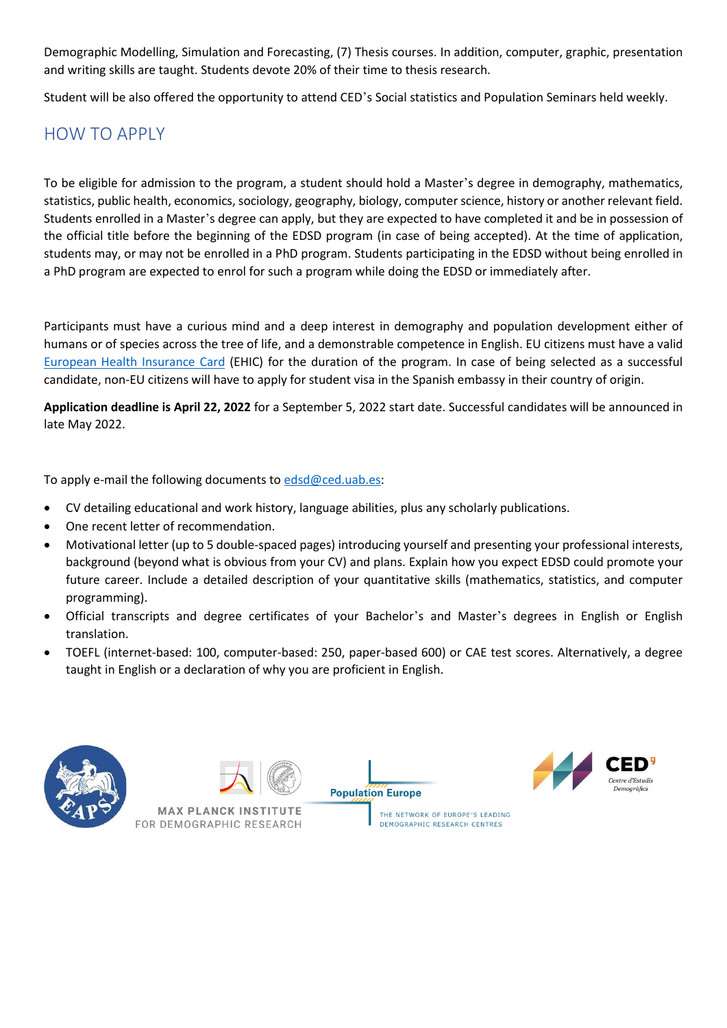Demographic Modelling, Simulation and Forecasting, (7) Thesis courses. In addition, computer, graphic, presentation and writing skills are taught. Students devote 20% of their time to thesis research.

Student will be also offered the opportunity to attend CED's Social statistics and Population Seminars held weekly.

## HOW TO APPLY

To be eligible for admission to the program, a student should hold a Master's degree in demography, mathematics, statistics, public health, economics, sociology, geography, biology, computer science, history or another relevant field. Students enrolled in a Master's degree can apply, but they are expected to have completed it and be in possession of the official title before the beginning of the EDSD program (in case of being accepted). At the time of application, students may, or may not be enrolled in a PhD program. Students participating in the EDSD without being enrolled in a PhD program are expected to enrol for such a program while doing the EDSD or immediately after.

Participants must have a curious mind and a deep interest in demography and population development either of humans or of species across the tree of life, and a demonstrable competence in English. EU citizens must have a valid European Health Insurance Card (EHIC) for the duration of the program. In case of being selected as a successful candidate, non-EU citizens will have to apply for student visa in the Spanish embassy in their country of origin.

**Application deadline is April 22, 2022** for a September 5, 2022 start date. Successful candidates will be announced in late May 2022.

To apply e-mail the following documents to edsd@ced.uab.es:

- CV detailing educational and work history, language abilities, plus any scholarly publications.
- One recent letter of recommendation.
- Motivational letter (up to 5 double-spaced pages) introducing yourself and presenting your professional interests, background (beyond what is obvious from your CV) and plans. Explain how you expect EDSD could promote your future career. Include a detailed description of your quantitative skills (mathematics, statistics, and computer programming).
- Official transcripts and degree certificates of your Bachelor's and Master's degrees in English or English translation.
- TOEFL (internet-based: 100, computer-based: 250, paper-based 600) or CAE test scores. Alternatively, a degree taught in English or a declaration of why you are proficient in English.

EAPS

MAX PLANCK INSTITUTE FOR DEMOGRAPHIC RESEARCH

Population Europe
THE NETWORK OF EUROPE'S LEADING DEMOGRAPHIC RESEARCH CENTRES

CED
Centre d'Estudis Demogràfics